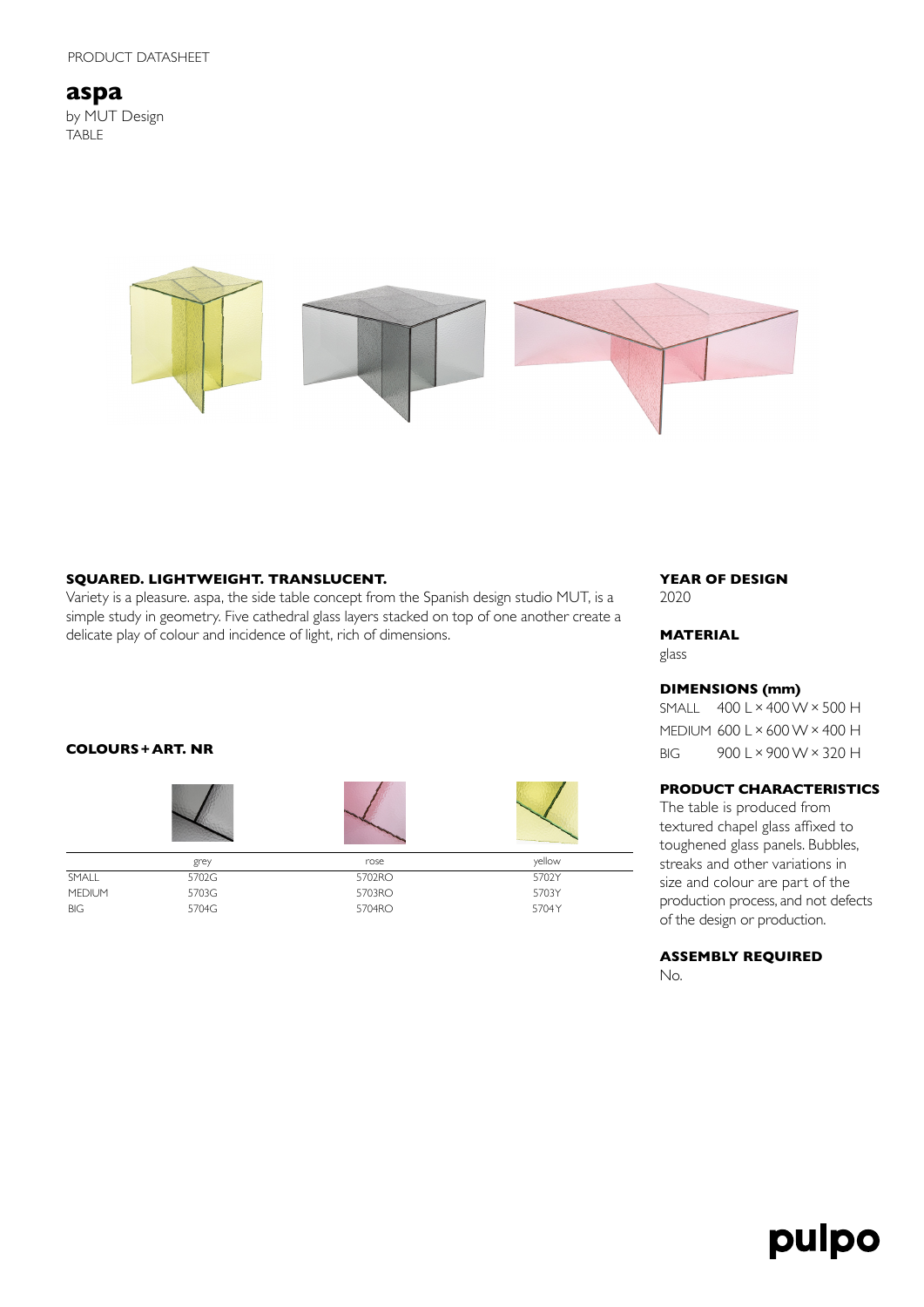PRODUCT DATASHEET

# aspa

by MUT Design
TABLE

## SQUARED. LIGHTWEIGHT. TRANSLUCENT.

Variety is a pleasure. aspa, the side table concept from the Spanish design studio MUT, is a simple study in geometry. Five cathedral glass layers stacked on top of one another create a delicate play of colour and incidence of light, rich of dimensions.

## COLOURS + ART. NR

| | grey | rose | yellow |
|---|---|---|---|
| SMALL | 5702G | 5702RO | 5702Y |
| MEDIUM | 5703G | 5703RO | 5703Y |
| BIG | 5704G | 5704RO | 5704Y |

## YEAR OF DESIGN

2020

## MATERIAL

glass

## DIMENSIONS (mm)

| | |
|---|---|
| SMALL | 400 L × 400 W × 500 H |
| MEDIUM | 600 L × 600 W × 400 H |
| BIG | 900 L × 900 W × 320 H |

## PRODUCT CHARACTERISTICS

The table is produced from textured chapel glass affixed to toughened glass panels. Bubbles, streaks and other variations in size and colour are part of the production process, and not defects of the design or production.

## ASSEMBLY REQUIRED

No.

pulpo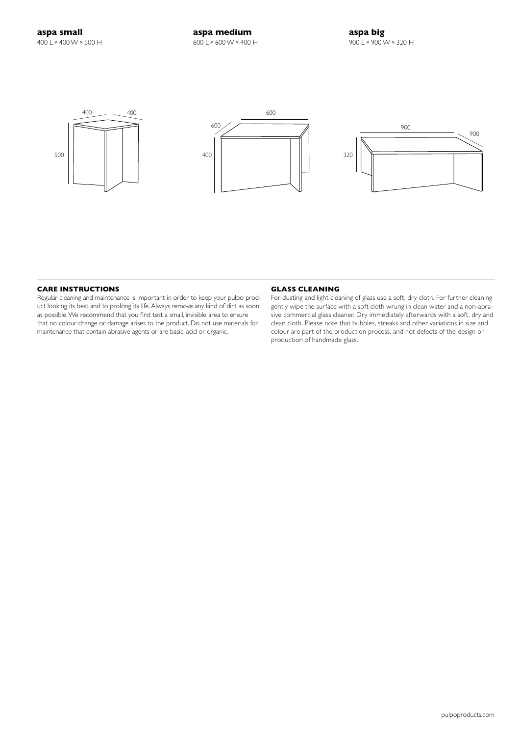**aspa small**
400 L × 400 W × 500 H

**aspa medium**
600 L × 600 W × 400 H

**aspa big**
900 L × 900 W × 320 H

400
400
500

600
600
400

900
900
320

### CARE INSTRUCTIONS

Regular cleaning and maintenance is important in order to keep your pulpo product looking its best and to prolong its life. Always remove any kind of dirt as soon as possible. We recommend that you first test a small, invisible area to ensure that no colour change or damage arises to the product. Do not use materials for maintenance that contain abrasive agents or are basic, acid or organic.

### GLASS CLEANING

For dusting and light cleaning of glass use a soft, dry cloth. For further cleaning gently wipe the surface with a soft cloth wrung in clean water and a non-abrasive commercial glass cleaner. Dry immediately afterwards with a soft, dry and clean cloth. Please note that bubbles, streaks and other variations in size and colour are part of the production process, and not defects of the design or production of handmade glass.

pulpoproducts.com